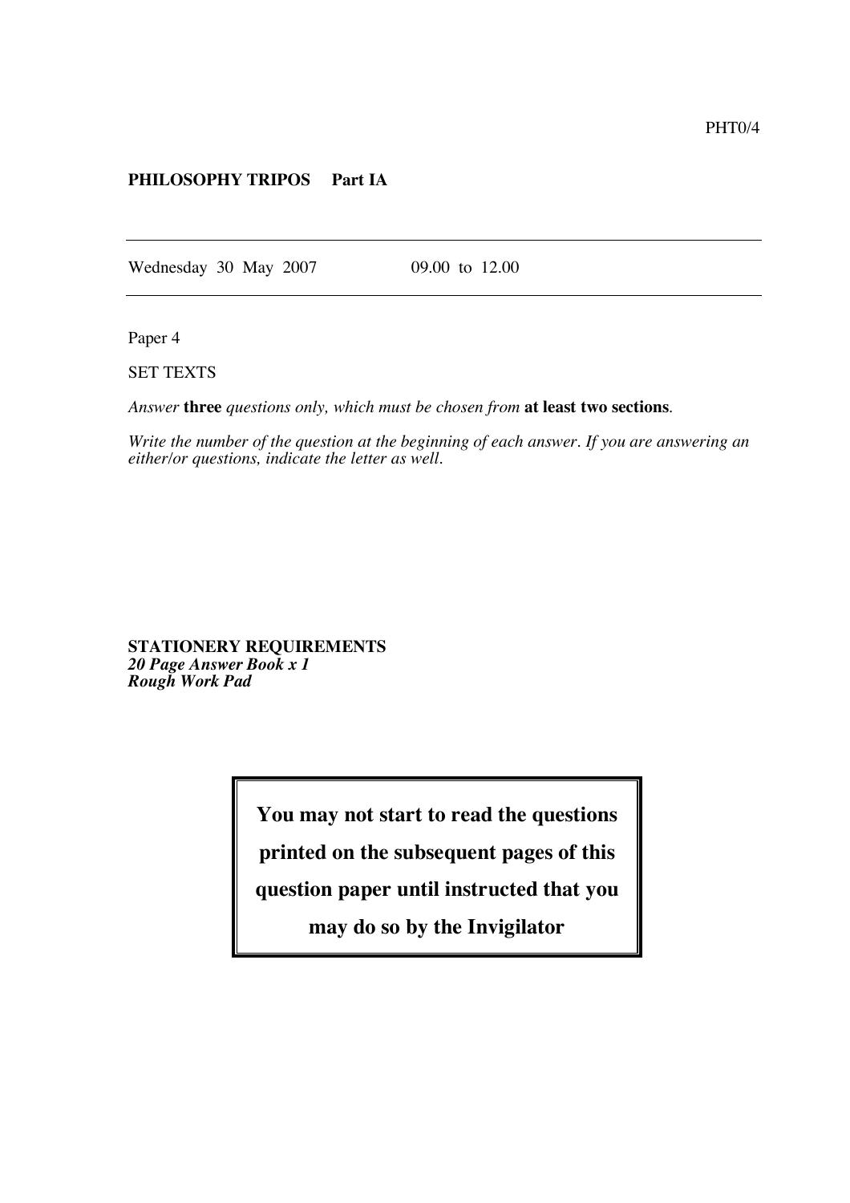PHT0/4

**PHILOSOPHY TRIPOS Part IA**

---

Wednesday 30 May 2007 09.00 to 12.00

---

Paper 4

SET TEXTS

*Answer* **three** *questions only, which must be chosen from* **at least two sections***.*

*Write the number of the question at the beginning of each answer. If you are answering an either/or questions, indicate the letter as well.*

**STATIONERY REQUIREMENTS**
***20 Page Answer Book x 1***
***Rough Work Pad***

**You may not start to read the questions printed on the subsequent pages of this question paper until instructed that you may do so by the Invigilator**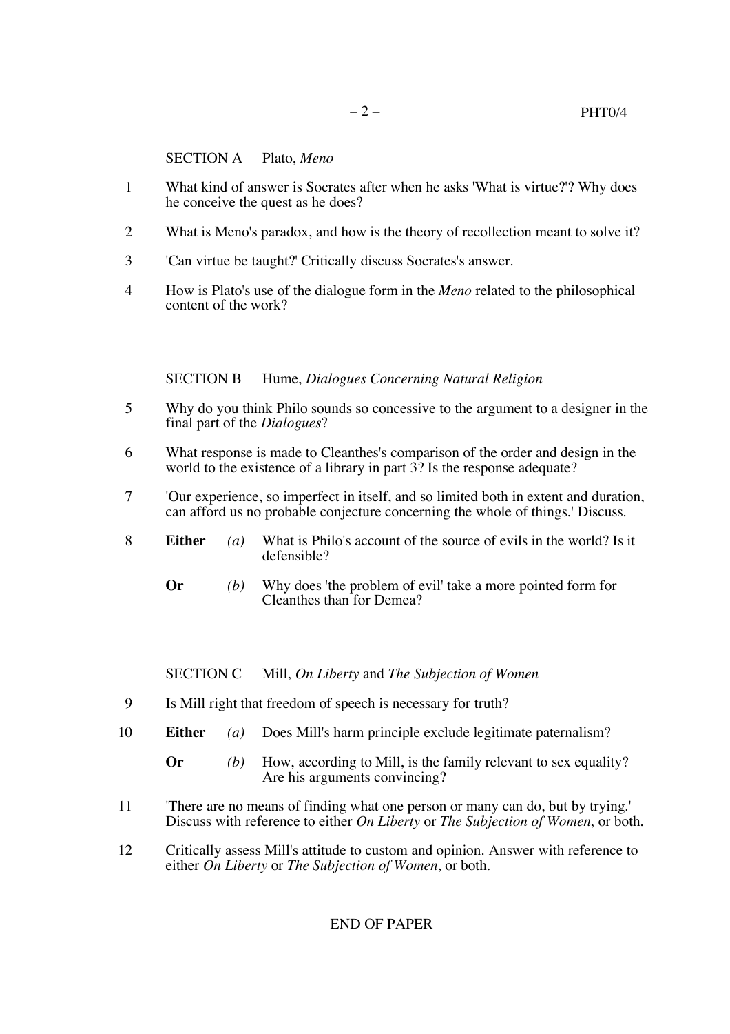## SECTION A Plato, *Meno*

1. What kind of answer is Socrates after when he asks 'What is virtue?'? Why does he conceive the quest as he does?

2. What is Meno's paradox, and how is the theory of recollection meant to solve it?

3. 'Can virtue be taught?' Critically discuss Socrates's answer.

4. How is Plato's use of the dialogue form in the *Meno* related to the philosophical content of the work?

## SECTION B Hume, *Dialogues Concerning Natural Religion*

5. Why do you think Philo sounds so concessive to the argument to a designer in the final part of the *Dialogues*?

6. What response is made to Cleanthes's comparison of the order and design in the world to the existence of a library in part 3? Is the response adequate?

7. 'Our experience, so imperfect in itself, and so limited both in extent and duration, can afford us no probable conjecture concerning the whole of things.' Discuss.

8. **Either** *(a)* What is Philo's account of the source of evils in the world? Is it defensible?

   **Or** *(b)* Why does 'the problem of evil' take a more pointed form for Cleanthes than for Demea?

## SECTION C Mill, *On Liberty* and *The Subjection of Women*

9. Is Mill right that freedom of speech is necessary for truth?

10. **Either** *(a)* Does Mill's harm principle exclude legitimate paternalism?

    **Or** *(b)* How, according to Mill, is the family relevant to sex equality? Are his arguments convincing?

11. 'There are no means of finding what one person or many can do, but by trying.' Discuss with reference to either *On Liberty* or *The Subjection of Women*, or both.

12. Critically assess Mill's attitude to custom and opinion. Answer with reference to either *On Liberty* or *The Subjection of Women*, or both.

END OF PAPER